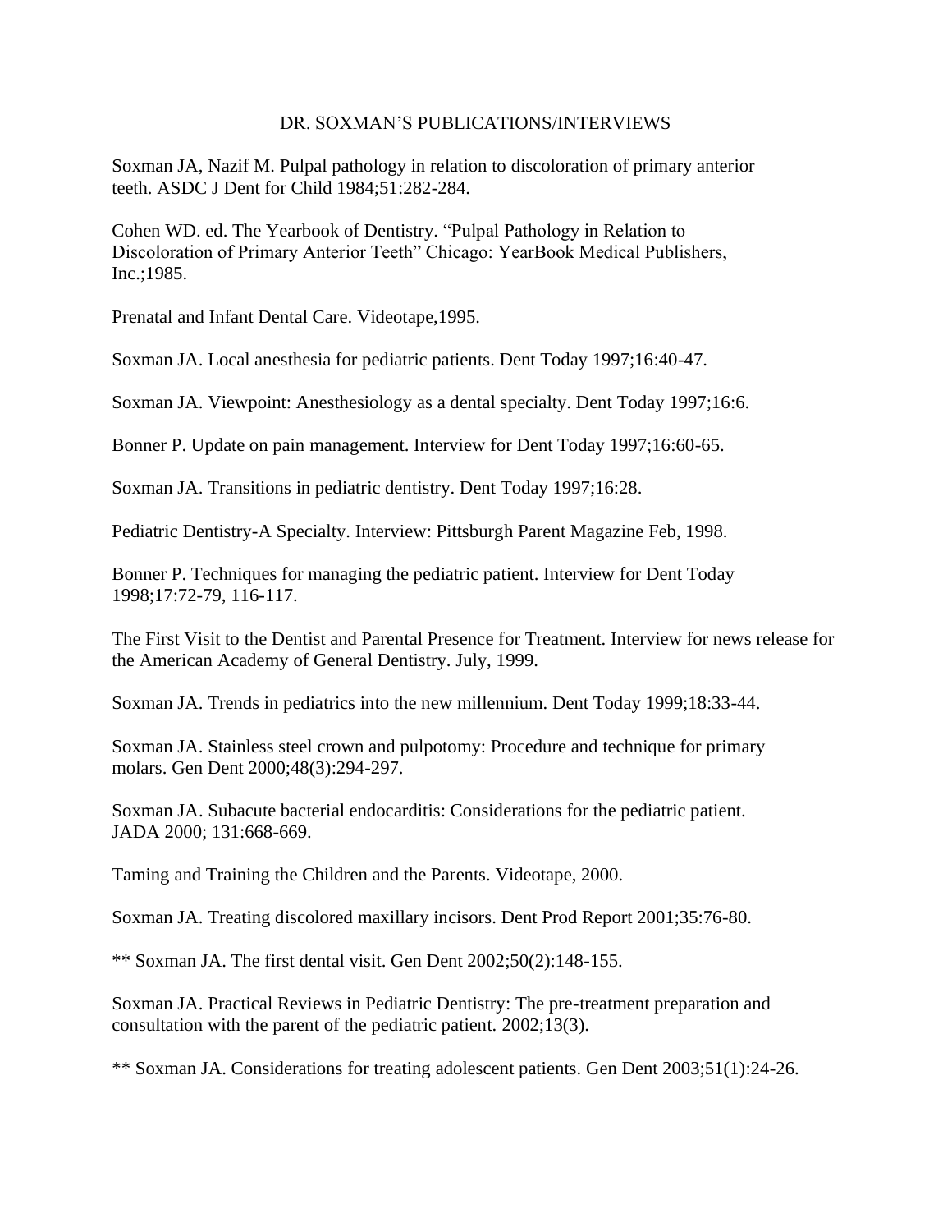# DR. SOXMAN'S PUBLICATIONS/INTERVIEWS

Soxman JA, Nazif M. Pulpal pathology in relation to discoloration of primary anterior teeth. ASDC J Dent for Child 1984;51:282-284.

Cohen WD. ed. The Yearbook of Dentistry. "Pulpal Pathology in Relation to Discoloration of Primary Anterior Teeth" Chicago: YearBook Medical Publishers, Inc.;1985.

Prenatal and Infant Dental Care. Videotape,1995.

Soxman JA. Local anesthesia for pediatric patients. Dent Today 1997;16:40-47.

Soxman JA. Viewpoint: Anesthesiology as a dental specialty. Dent Today 1997;16:6.

Bonner P. Update on pain management. Interview for Dent Today 1997;16:60-65.

Soxman JA. Transitions in pediatric dentistry. Dent Today 1997;16:28.

Pediatric Dentistry-A Specialty. Interview: Pittsburgh Parent Magazine Feb, 1998.

Bonner P. Techniques for managing the pediatric patient. Interview for Dent Today 1998;17:72-79, 116-117.

The First Visit to the Dentist and Parental Presence for Treatment. Interview for news release for the American Academy of General Dentistry. July, 1999.

Soxman JA. Trends in pediatrics into the new millennium. Dent Today 1999;18:33-44.

Soxman JA. Stainless steel crown and pulpotomy: Procedure and technique for primary molars. Gen Dent 2000;48(3):294-297.

Soxman JA. Subacute bacterial endocarditis: Considerations for the pediatric patient. JADA 2000; 131:668-669.

Taming and Training the Children and the Parents. Videotape, 2000.

Soxman JA. Treating discolored maxillary incisors. Dent Prod Report 2001;35:76-80.

** Soxman JA. The first dental visit. Gen Dent 2002;50(2):148-155.

Soxman JA. Practical Reviews in Pediatric Dentistry: The pre-treatment preparation and consultation with the parent of the pediatric patient. 2002;13(3).

** Soxman JA. Considerations for treating adolescent patients. Gen Dent 2003;51(1):24-26.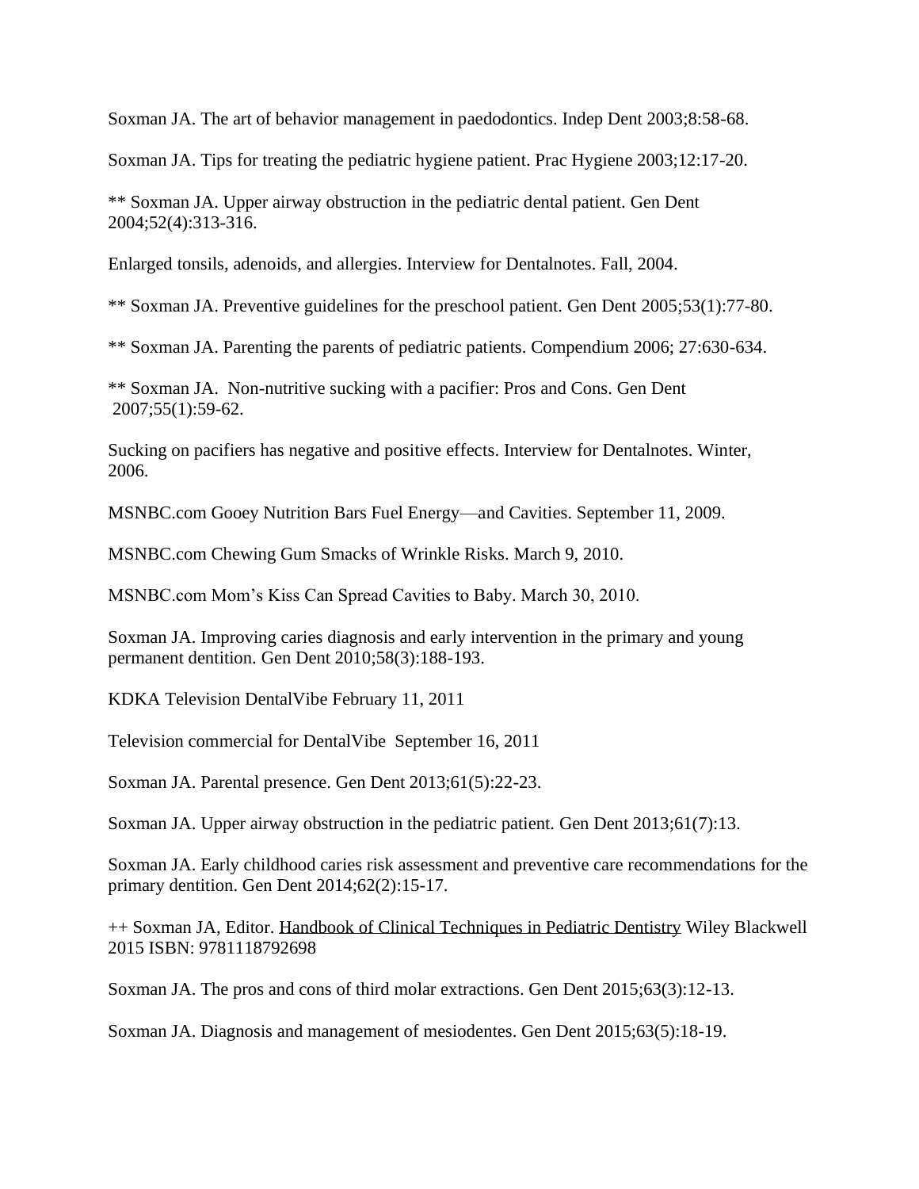Soxman JA. The art of behavior management in paedodontics. Indep Dent 2003;8:58-68.

Soxman JA. Tips for treating the pediatric hygiene patient. Prac Hygiene 2003;12:17-20.

** Soxman JA. Upper airway obstruction in the pediatric dental patient. Gen Dent 2004;52(4):313-316.

Enlarged tonsils, adenoids, and allergies. Interview for Dentalnotes. Fall, 2004.

** Soxman JA. Preventive guidelines for the preschool patient. Gen Dent 2005;53(1):77-80.

** Soxman JA. Parenting the parents of pediatric patients. Compendium 2006; 27:630-634.

** Soxman JA. Non-nutritive sucking with a pacifier: Pros and Cons. Gen Dent 2007;55(1):59-62.

Sucking on pacifiers has negative and positive effects. Interview for Dentalnotes. Winter, 2006.

MSNBC.com Gooey Nutrition Bars Fuel Energy—and Cavities. September 11, 2009.

MSNBC.com Chewing Gum Smacks of Wrinkle Risks. March 9, 2010.

MSNBC.com Mom's Kiss Can Spread Cavities to Baby. March 30, 2010.

Soxman JA. Improving caries diagnosis and early intervention in the primary and young permanent dentition. Gen Dent 2010;58(3):188-193.

KDKA Television DentalVibe February 11, 2011

Television commercial for DentalVibe September 16, 2011

Soxman JA. Parental presence. Gen Dent 2013;61(5):22-23.

Soxman JA. Upper airway obstruction in the pediatric patient. Gen Dent 2013;61(7):13.

Soxman JA. Early childhood caries risk assessment and preventive care recommendations for the primary dentition. Gen Dent 2014;62(2):15-17.

++ Soxman JA, Editor. <u>Handbook of Clinical Techniques in Pediatric Dentistry</u> Wiley Blackwell 2015 ISBN: 9781118792698

Soxman JA. The pros and cons of third molar extractions. Gen Dent 2015;63(3):12-13.

Soxman JA. Diagnosis and management of mesiodentes. Gen Dent 2015;63(5):18-19.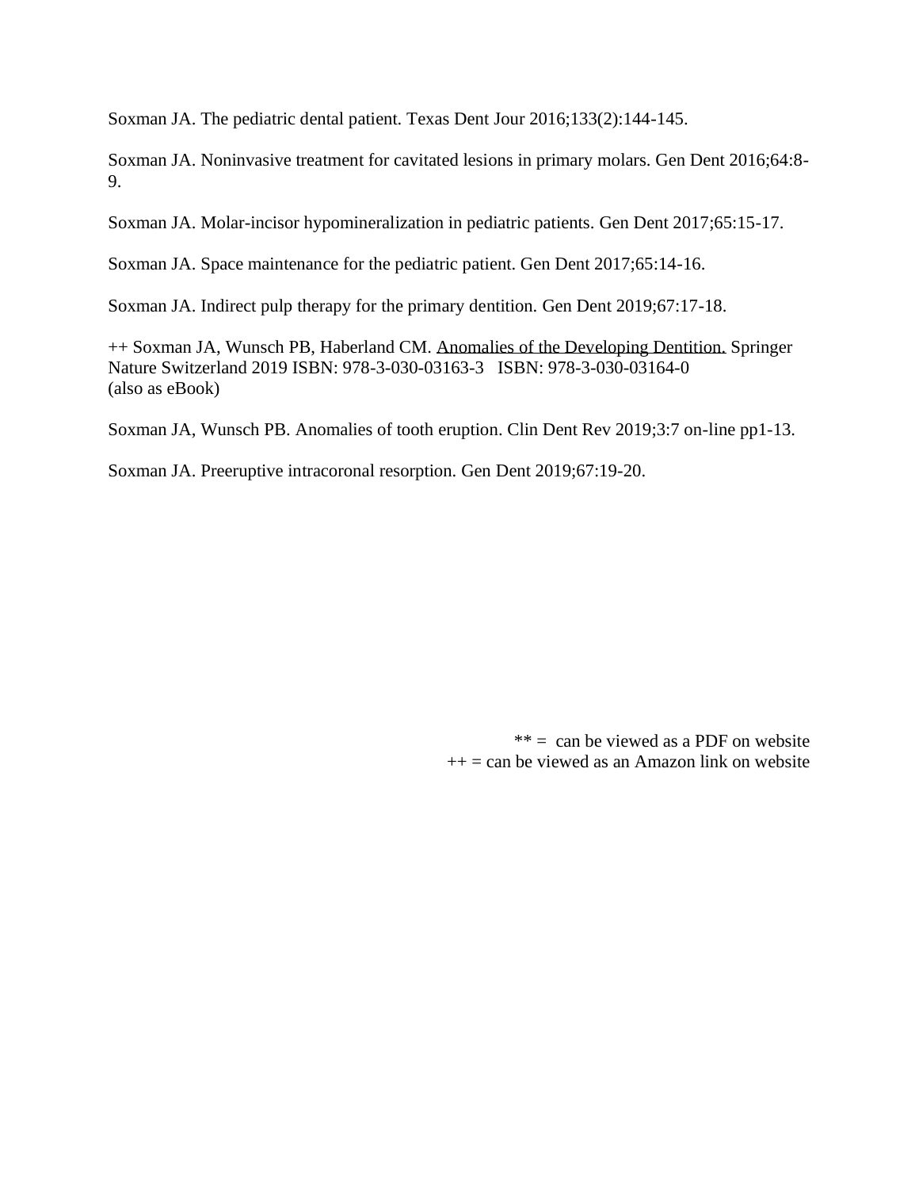Soxman JA. The pediatric dental patient. Texas Dent Jour 2016;133(2):144-145.

Soxman JA. Noninvasive treatment for cavitated lesions in primary molars. Gen Dent 2016;64:8-9.

Soxman JA. Molar-incisor hypomineralization in pediatric patients. Gen Dent 2017;65:15-17.

Soxman JA. Space maintenance for the pediatric patient. Gen Dent 2017;65:14-16.

Soxman JA. Indirect pulp therapy for the primary dentition. Gen Dent 2019;67:17-18.

++ Soxman JA, Wunsch PB, Haberland CM. Anomalies of the Developing Dentition. Springer Nature Switzerland 2019 ISBN: 978-3-030-03163-3 ISBN: 978-3-030-03164-0
(also as eBook)

Soxman JA, Wunsch PB. Anomalies of tooth eruption. Clin Dent Rev 2019;3:7 on-line pp1-13.

Soxman JA. Preeruptive intracoronal resorption. Gen Dent 2019;67:19-20.

** = can be viewed as a PDF on website
++ = can be viewed as an Amazon link on website